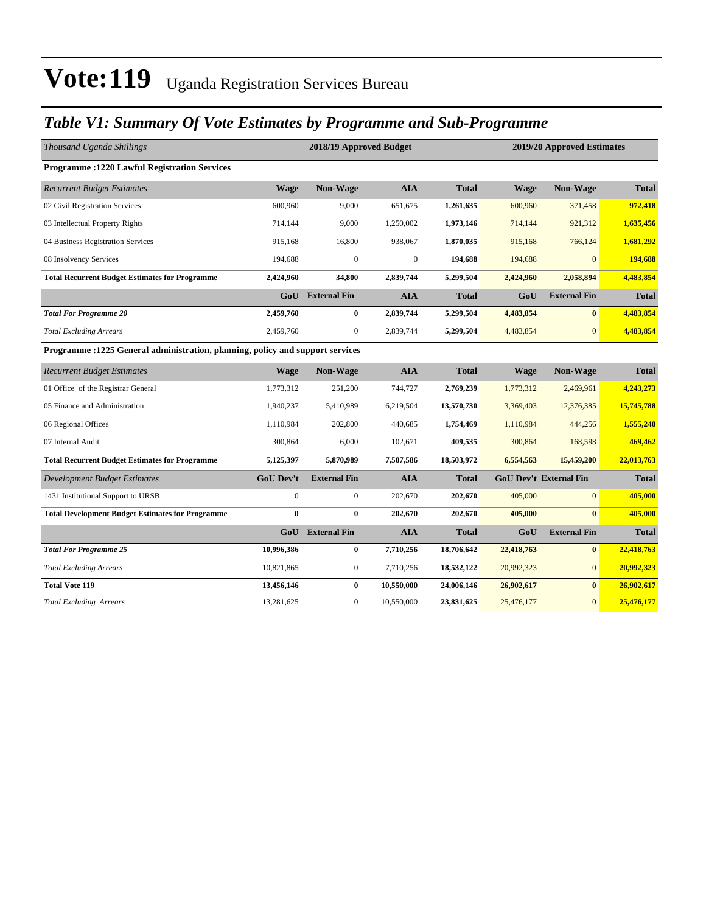# Vote:119 Uganda Registration Services Bureau

## *Table V1: Summary Of Vote Estimates by Programme and Sub-Programme*

| *Thousand Uganda Shillings* | 2018/19 Approved Budget | | | | 2019/20 Approved Estimates | | |
|---|---|---|---|---|---|---|---|
| **Programme :1220 Lawful Registration Services** | | | | | | | |
| *Recurrent Budget Estimates* | **Wage** | **Non-Wage** | **AIA** | **Total** | **Wage** | **Non-Wage** | **Total** |
| 02 Civil Registration Services | 600,960 | 9,000 | 651,675 | **1,261,635** | 600,960 | 371,458 | **972,418** |
| 03 Intellectual Property Rights | 714,144 | 9,000 | 1,250,002 | **1,973,146** | 714,144 | 921,312 | **1,635,456** |
| 04 Business Registration Services | 915,168 | 16,800 | 938,067 | **1,870,035** | 915,168 | 766,124 | **1,681,292** |
| 08 Insolvency Services | 194,688 | 0 | 0 | **194,688** | 194,688 | 0 | **194,688** |
| **Total Recurrent Budget Estimates for Programme** | **2,424,960** | **34,800** | **2,839,744** | **5,299,504** | **2,424,960** | **2,058,894** | **4,483,854** |
| | **GoU** | **External Fin** | **AIA** | **Total** | **GoU** | **External Fin** | **Total** |
| ***Total For Programme 20*** | **2,459,760** | **0** | **2,839,744** | **5,299,504** | **4,483,854** | **0** | **4,483,854** |
| *Total Excluding Arrears* | 2,459,760 | 0 | 2,839,744 | **5,299,504** | 4,483,854 | 0 | **4,483,854** |
| **Programme :1225 General administration, planning, policy and support services** | | | | | | | |
| *Recurrent Budget Estimates* | **Wage** | **Non-Wage** | **AIA** | **Total** | **Wage** | **Non-Wage** | **Total** |
| 01 Office of the Registrar General | 1,773,312 | 251,200 | 744,727 | **2,769,239** | 1,773,312 | 2,469,961 | **4,243,273** |
| 05 Finance and Administration | 1,940,237 | 5,410,989 | 6,219,504 | **13,570,730** | 3,369,403 | 12,376,385 | **15,745,788** |
| 06 Regional Offices | 1,110,984 | 202,800 | 440,685 | **1,754,469** | 1,110,984 | 444,256 | **1,555,240** |
| 07 Internal Audit | 300,864 | 6,000 | 102,671 | **409,535** | 300,864 | 168,598 | **469,462** |
| **Total Recurrent Budget Estimates for Programme** | **5,125,397** | **5,870,989** | **7,507,586** | **18,503,972** | **6,554,563** | **15,459,200** | **22,013,763** |
| *Development Budget Estimates* | **GoU Dev't** | **External Fin** | **AIA** | **Total** | **GoU Dev't** | **External Fin** | **Total** |
| 1431 Institutional Support to URSB | 0 | 0 | 202,670 | **202,670** | 405,000 | 0 | **405,000** |
| **Total Development Budget Estimates for Programme** | **0** | **0** | **202,670** | **202,670** | **405,000** | **0** | **405,000** |
| | **GoU** | **External Fin** | **AIA** | **Total** | **GoU** | **External Fin** | **Total** |
| ***Total For Programme 25*** | **10,996,386** | **0** | **7,710,256** | **18,706,642** | **22,418,763** | **0** | **22,418,763** |
| *Total Excluding Arrears* | 10,821,865 | 0 | 7,710,256 | **18,532,122** | 20,992,323 | 0 | **20,992,323** |
| **Total Vote 119** | **13,456,146** | **0** | **10,550,000** | **24,006,146** | **26,902,617** | **0** | **26,902,617** |
| *Total Excluding Arrears* | 13,281,625 | 0 | 10,550,000 | **23,831,625** | 25,476,177 | 0 | **25,476,177** |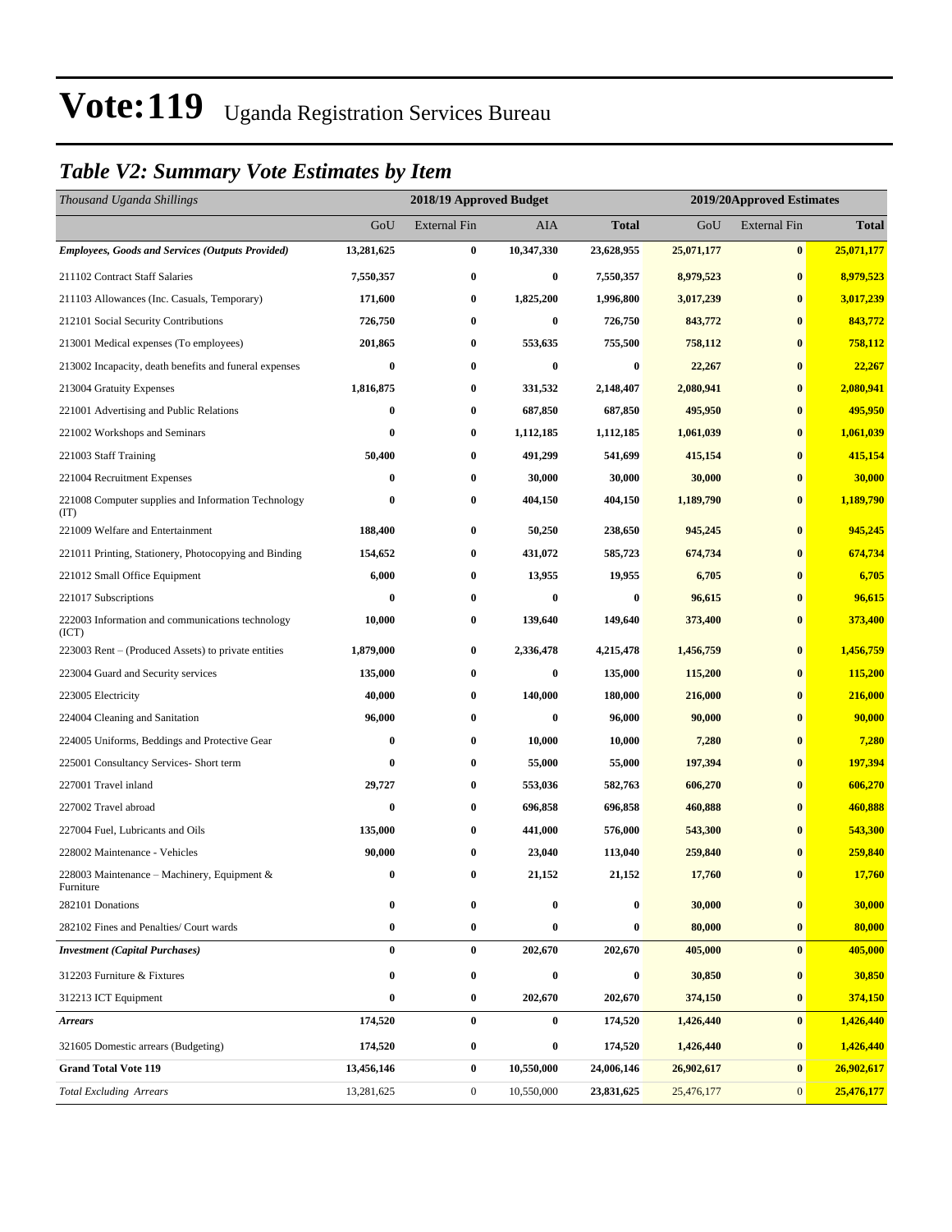# Vote:119 Uganda Registration Services Bureau

## *Table V2: Summary Vote Estimates by Item*

| *Thousand Uganda Shillings* | 2018/19 Approved Budget | | | | 2019/20Approved Estimates | | |
|---|---|---|---|---|---|---|---|
| | GoU | External Fin | AIA | **Total** | GoU | External Fin | **Total** |
| ***Employees, Goods and Services (Outputs Provided)*** | **13,281,625** | **0** | **10,347,330** | **23,628,955** | **25,071,177** | **0** | **25,071,177** |
| 211102 Contract Staff Salaries | **7,550,357** | **0** | **0** | **7,550,357** | **8,979,523** | **0** | **8,979,523** |
| 211103 Allowances (Inc. Casuals, Temporary) | **171,600** | **0** | **1,825,200** | **1,996,800** | **3,017,239** | **0** | **3,017,239** |
| 212101 Social Security Contributions | **726,750** | **0** | **0** | **726,750** | **843,772** | **0** | **843,772** |
| 213001 Medical expenses (To employees) | **201,865** | **0** | **553,635** | **755,500** | **758,112** | **0** | **758,112** |
| 213002 Incapacity, death benefits and funeral expenses | **0** | **0** | **0** | **0** | **22,267** | **0** | **22,267** |
| 213004 Gratuity Expenses | **1,816,875** | **0** | **331,532** | **2,148,407** | **2,080,941** | **0** | **2,080,941** |
| 221001 Advertising and Public Relations | **0** | **0** | **687,850** | **687,850** | **495,950** | **0** | **495,950** |
| 221002 Workshops and Seminars | **0** | **0** | **1,112,185** | **1,112,185** | **1,061,039** | **0** | **1,061,039** |
| 221003 Staff Training | **50,400** | **0** | **491,299** | **541,699** | **415,154** | **0** | **415,154** |
| 221004 Recruitment Expenses | **0** | **0** | **30,000** | **30,000** | **30,000** | **0** | **30,000** |
| 221008 Computer supplies and Information Technology (IT) | **0** | **0** | **404,150** | **404,150** | **1,189,790** | **0** | **1,189,790** |
| 221009 Welfare and Entertainment | **188,400** | **0** | **50,250** | **238,650** | **945,245** | **0** | **945,245** |
| 221011 Printing, Stationery, Photocopying and Binding | **154,652** | **0** | **431,072** | **585,723** | **674,734** | **0** | **674,734** |
| 221012 Small Office Equipment | **6,000** | **0** | **13,955** | **19,955** | **6,705** | **0** | **6,705** |
| 221017 Subscriptions | **0** | **0** | **0** | **0** | **96,615** | **0** | **96,615** |
| 222003 Information and communications technology (ICT) | **10,000** | **0** | **139,640** | **149,640** | **373,400** | **0** | **373,400** |
| 223003 Rent – (Produced Assets) to private entities | **1,879,000** | **0** | **2,336,478** | **4,215,478** | **1,456,759** | **0** | **1,456,759** |
| 223004 Guard and Security services | **135,000** | **0** | **0** | **135,000** | **115,200** | **0** | **115,200** |
| 223005 Electricity | **40,000** | **0** | **140,000** | **180,000** | **216,000** | **0** | **216,000** |
| 224004 Cleaning and Sanitation | **96,000** | **0** | **0** | **96,000** | **90,000** | **0** | **90,000** |
| 224005 Uniforms, Beddings and Protective Gear | **0** | **0** | **10,000** | **10,000** | **7,280** | **0** | **7,280** |
| 225001 Consultancy Services- Short term | **0** | **0** | **55,000** | **55,000** | **197,394** | **0** | **197,394** |
| 227001 Travel inland | **29,727** | **0** | **553,036** | **582,763** | **606,270** | **0** | **606,270** |
| 227002 Travel abroad | **0** | **0** | **696,858** | **696,858** | **460,888** | **0** | **460,888** |
| 227004 Fuel, Lubricants and Oils | **135,000** | **0** | **441,000** | **576,000** | **543,300** | **0** | **543,300** |
| 228002 Maintenance - Vehicles | **90,000** | **0** | **23,040** | **113,040** | **259,840** | **0** | **259,840** |
| 228003 Maintenance – Machinery, Equipment & Furniture | **0** | **0** | **21,152** | **21,152** | **17,760** | **0** | **17,760** |
| 282101 Donations | **0** | **0** | **0** | **0** | **30,000** | **0** | **30,000** |
| 282102 Fines and Penalties/ Court wards | **0** | **0** | **0** | **0** | **80,000** | **0** | **80,000** |
| ***Investment (Capital Purchases)*** | **0** | **0** | **202,670** | **202,670** | **405,000** | **0** | **405,000** |
| 312203 Furniture & Fixtures | **0** | **0** | **0** | **0** | **30,850** | **0** | **30,850** |
| 312213 ICT Equipment | **0** | **0** | **202,670** | **202,670** | **374,150** | **0** | **374,150** |
| ***Arrears*** | **174,520** | **0** | **0** | **174,520** | **1,426,440** | **0** | **1,426,440** |
| 321605 Domestic arrears (Budgeting) | **174,520** | **0** | **0** | **174,520** | **1,426,440** | **0** | **1,426,440** |
| **Grand Total Vote 119** | **13,456,146** | **0** | **10,550,000** | **24,006,146** | **26,902,617** | **0** | **26,902,617** |
| *Total Excluding Arrears* | 13,281,625 | 0 | 10,550,000 | **23,831,625** | 25,476,177 | 0 | **25,476,177** |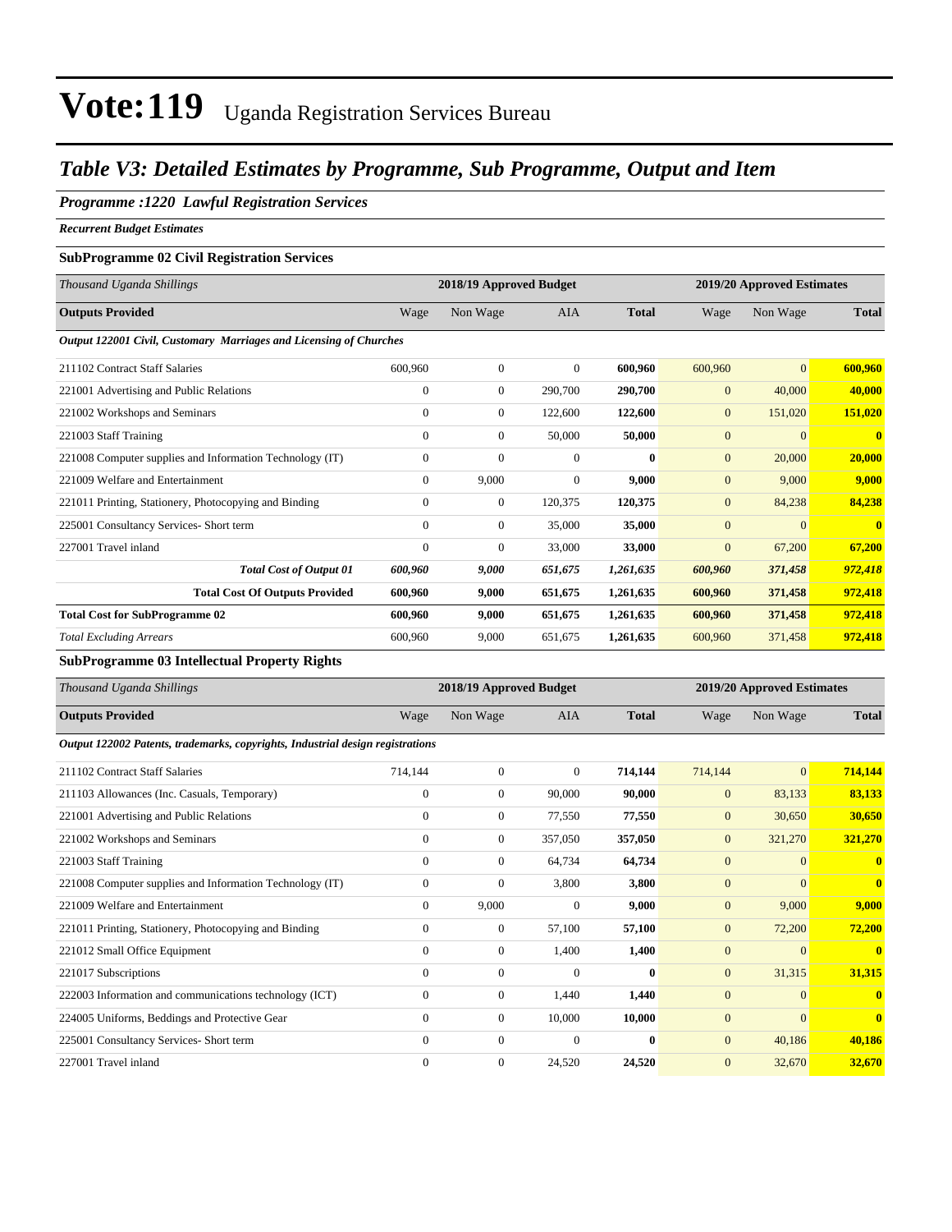# Vote:119 Uganda Registration Services Bureau

## *Table V3: Detailed Estimates by Programme, Sub Programme, Output and Item*

### *Programme :1220 Lawful Registration Services*

***Recurrent Budget Estimates***

**SubProgramme 02 Civil Registration Services**

| *Thousand Uganda Shillings* | 2018/19 Approved Budget | | | | 2019/20 Approved Estimates | | |
|---|---|---|---|---|---|---|---|
| **Outputs Provided** | Wage | Non Wage | AIA | **Total** | Wage | Non Wage | **Total** |
| ***Output 122001 Civil, Customary Marriages and Licensing of Churches*** | | | | | | | |
| 211102 Contract Staff Salaries | 600,960 | 0 | 0 | **600,960** | 600,960 | 0 | **600,960** |
| 221001 Advertising and Public Relations | 0 | 0 | 290,700 | **290,700** | 0 | 40,000 | **40,000** |
| 221002 Workshops and Seminars | 0 | 0 | 122,600 | **122,600** | 0 | 151,020 | **151,020** |
| 221003 Staff Training | 0 | 0 | 50,000 | **50,000** | 0 | 0 | **0** |
| 221008 Computer supplies and Information Technology (IT) | 0 | 0 | 0 | **0** | 0 | 20,000 | **20,000** |
| 221009 Welfare and Entertainment | 0 | 9,000 | 0 | **9,000** | 0 | 9,000 | **9,000** |
| 221011 Printing, Stationery, Photocopying and Binding | 0 | 0 | 120,375 | **120,375** | 0 | 84,238 | **84,238** |
| 225001 Consultancy Services- Short term | 0 | 0 | 35,000 | **35,000** | 0 | 0 | **0** |
| 227001 Travel inland | 0 | 0 | 33,000 | **33,000** | 0 | 67,200 | **67,200** |
| ***Total Cost of Output 01*** | ***600,960*** | ***9,000*** | ***651,675*** | ***1,261,635*** | ***600,960*** | ***371,458*** | ***972,418*** |
| **Total Cost Of Outputs Provided** | **600,960** | **9,000** | **651,675** | **1,261,635** | **600,960** | **371,458** | **972,418** |
| **Total Cost for SubProgramme 02** | **600,960** | **9,000** | **651,675** | **1,261,635** | **600,960** | **371,458** | **972,418** |
| *Total Excluding Arrears* | 600,960 | 9,000 | 651,675 | **1,261,635** | 600,960 | 371,458 | **972,418** |

**SubProgramme 03 Intellectual Property Rights**

| *Thousand Uganda Shillings* | 2018/19 Approved Budget | | | | 2019/20 Approved Estimates | | |
|---|---|---|---|---|---|---|---|
| **Outputs Provided** | Wage | Non Wage | AIA | **Total** | Wage | Non Wage | **Total** |
| ***Output 122002 Patents, trademarks, copyrights, Industrial design registrations*** | | | | | | | |
| 211102 Contract Staff Salaries | 714,144 | 0 | 0 | **714,144** | 714,144 | 0 | **714,144** |
| 211103 Allowances (Inc. Casuals, Temporary) | 0 | 0 | 90,000 | **90,000** | 0 | 83,133 | **83,133** |
| 221001 Advertising and Public Relations | 0 | 0 | 77,550 | **77,550** | 0 | 30,650 | **30,650** |
| 221002 Workshops and Seminars | 0 | 0 | 357,050 | **357,050** | 0 | 321,270 | **321,270** |
| 221003 Staff Training | 0 | 0 | 64,734 | **64,734** | 0 | 0 | **0** |
| 221008 Computer supplies and Information Technology (IT) | 0 | 0 | 3,800 | **3,800** | 0 | 0 | **0** |
| 221009 Welfare and Entertainment | 0 | 9,000 | 0 | **9,000** | 0 | 9,000 | **9,000** |
| 221011 Printing, Stationery, Photocopying and Binding | 0 | 0 | 57,100 | **57,100** | 0 | 72,200 | **72,200** |
| 221012 Small Office Equipment | 0 | 0 | 1,400 | **1,400** | 0 | 0 | **0** |
| 221017 Subscriptions | 0 | 0 | 0 | **0** | 0 | 31,315 | **31,315** |
| 222003 Information and communications technology (ICT) | 0 | 0 | 1,440 | **1,440** | 0 | 0 | **0** |
| 224005 Uniforms, Beddings and Protective Gear | 0 | 0 | 10,000 | **10,000** | 0 | 0 | **0** |
| 225001 Consultancy Services- Short term | 0 | 0 | 0 | **0** | 0 | 40,186 | **40,186** |
| 227001 Travel inland | 0 | 0 | 24,520 | **24,520** | 0 | 32,670 | **32,670** |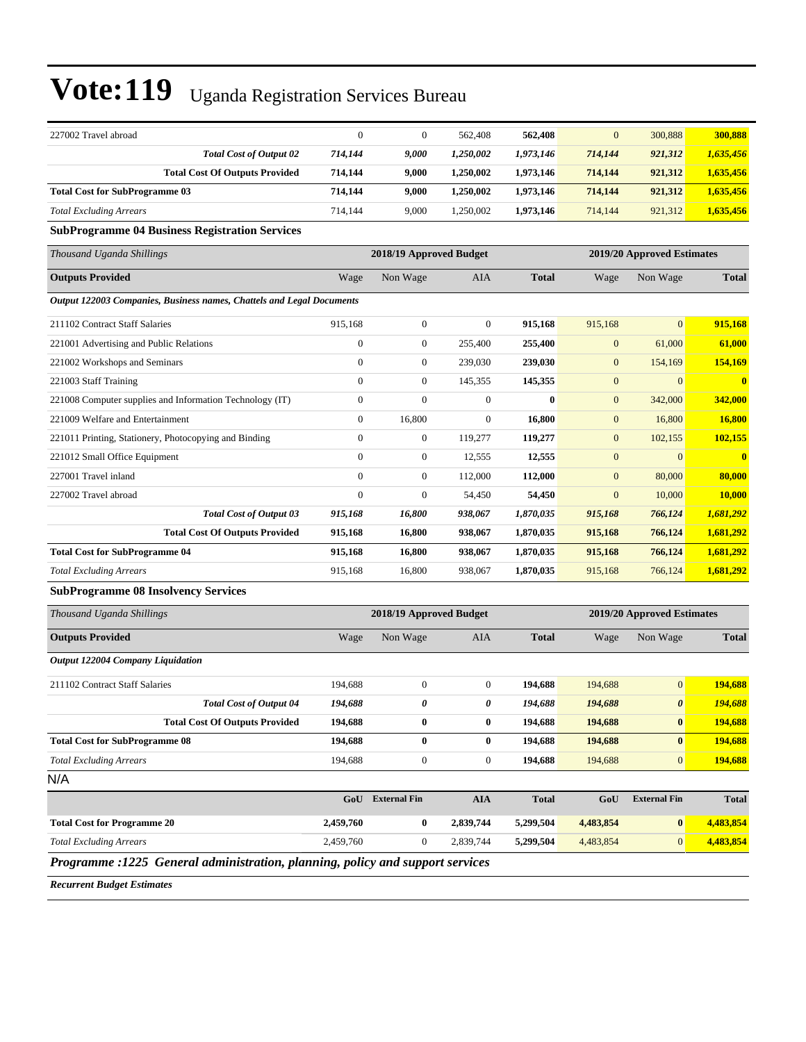# Vote:119 Uganda Registration Services Bureau

| | | | | | | | |
|---|---|---|---|---|---|---|---|
| 227002 Travel abroad | 0 | 0 | 562,408 | **562,408** | 0 | 300,888 | **300,888** |
| ***Total Cost of Output 02*** | ***714,144*** | ***9,000*** | ***1,250,002*** | ***1,973,146*** | ***714,144*** | ***921,312*** | ***1,635,456*** |
| **Total Cost Of Outputs Provided** | **714,144** | **9,000** | **1,250,002** | **1,973,146** | **714,144** | **921,312** | **1,635,456** |
| **Total Cost for SubProgramme 03** | **714,144** | **9,000** | **1,250,002** | **1,973,146** | **714,144** | **921,312** | **1,635,456** |
| *Total Excluding Arrears* | 714,144 | 9,000 | 1,250,002 | **1,973,146** | 714,144 | 921,312 | **1,635,456** |

**SubProgramme 04 Business Registration Services**

| *Thousand Uganda Shillings* | 2018/19 Approved Budget | | | | 2019/20 Approved Estimates | | |
|---|---|---|---|---|---|---|---|
| **Outputs Provided** | Wage | Non Wage | AIA | **Total** | Wage | Non Wage | **Total** |
| ***Output 122003 Companies, Business names, Chattels and Legal Documents*** | | | | | | | |
| 211102 Contract Staff Salaries | 915,168 | 0 | 0 | **915,168** | 915,168 | 0 | **915,168** |
| 221001 Advertising and Public Relations | 0 | 0 | 255,400 | **255,400** | 0 | 61,000 | **61,000** |
| 221002 Workshops and Seminars | 0 | 0 | 239,030 | **239,030** | 0 | 154,169 | **154,169** |
| 221003 Staff Training | 0 | 0 | 145,355 | **145,355** | 0 | 0 | **0** |
| 221008 Computer supplies and Information Technology (IT) | 0 | 0 | 0 | **0** | 0 | 342,000 | **342,000** |
| 221009 Welfare and Entertainment | 0 | 16,800 | 0 | **16,800** | 0 | 16,800 | **16,800** |
| 221011 Printing, Stationery, Photocopying and Binding | 0 | 0 | 119,277 | **119,277** | 0 | 102,155 | **102,155** |
| 221012 Small Office Equipment | 0 | 0 | 12,555 | **12,555** | 0 | 0 | **0** |
| 227001 Travel inland | 0 | 0 | 112,000 | **112,000** | 0 | 80,000 | **80,000** |
| 227002 Travel abroad | 0 | 0 | 54,450 | **54,450** | 0 | 10,000 | **10,000** |
| ***Total Cost of Output 03*** | ***915,168*** | ***16,800*** | ***938,067*** | ***1,870,035*** | ***915,168*** | ***766,124*** | ***1,681,292*** |
| **Total Cost Of Outputs Provided** | **915,168** | **16,800** | **938,067** | **1,870,035** | **915,168** | **766,124** | **1,681,292** |
| **Total Cost for SubProgramme 04** | **915,168** | **16,800** | **938,067** | **1,870,035** | **915,168** | **766,124** | **1,681,292** |
| *Total Excluding Arrears* | 915,168 | 16,800 | 938,067 | **1,870,035** | 915,168 | 766,124 | **1,681,292** |

**SubProgramme 08 Insolvency Services**

| *Thousand Uganda Shillings* | 2018/19 Approved Budget | | | | 2019/20 Approved Estimates | | |
|---|---|---|---|---|---|---|---|
| **Outputs Provided** | Wage | Non Wage | AIA | **Total** | Wage | Non Wage | **Total** |
| ***Output 122004 Company Liquidation*** | | | | | | | |
| 211102 Contract Staff Salaries | 194,688 | 0 | 0 | **194,688** | 194,688 | 0 | **194,688** |
| ***Total Cost of Output 04*** | ***194,688*** | ***0*** | ***0*** | ***194,688*** | ***194,688*** | ***0*** | ***194,688*** |
| **Total Cost Of Outputs Provided** | **194,688** | **0** | **0** | **194,688** | **194,688** | **0** | **194,688** |
| **Total Cost for SubProgramme 08** | **194,688** | **0** | **0** | **194,688** | **194,688** | **0** | **194,688** |
| *Total Excluding Arrears* | 194,688 | 0 | 0 | **194,688** | 194,688 | 0 | **194,688** |

N/A

| | GoU | External Fin | AIA | Total | GoU | External Fin | Total |
|---|---|---|---|---|---|---|---|
| **Total Cost for Programme 20** | **2,459,760** | **0** | **2,839,744** | **5,299,504** | **4,483,854** | **0** | **4,483,854** |
| *Total Excluding Arrears* | 2,459,760 | 0 | 2,839,744 | **5,299,504** | 4,483,854 | 0 | **4,483,854** |

***Programme :1225 General administration, planning, policy and support services***

***Recurrent Budget Estimates***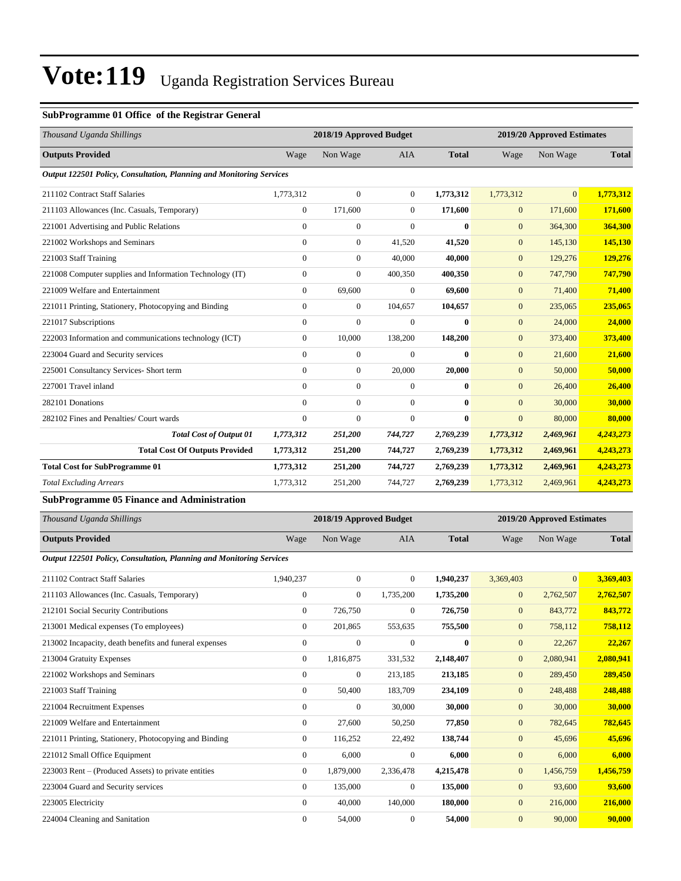# Vote:119 Uganda Registration Services Bureau

### SubProgramme 01 Office of the Registrar General

| *Thousand Uganda Shillings* | 2018/19 Approved Budget | | | | 2019/20 Approved Estimates | | |
|---|---|---|---|---|---|---|---|
| **Outputs Provided** | Wage | Non Wage | AIA | **Total** | Wage | Non Wage | **Total** |
| ***Output 122501 Policy, Consultation, Planning and Monitoring Services*** | | | | | | | |
| 211102 Contract Staff Salaries | 1,773,312 | 0 | 0 | **1,773,312** | 1,773,312 | 0 | **1,773,312** |
| 211103 Allowances (Inc. Casuals, Temporary) | 0 | 171,600 | 0 | **171,600** | 0 | 171,600 | **171,600** |
| 221001 Advertising and Public Relations | 0 | 0 | 0 | **0** | 0 | 364,300 | **364,300** |
| 221002 Workshops and Seminars | 0 | 0 | 41,520 | **41,520** | 0 | 145,130 | **145,130** |
| 221003 Staff Training | 0 | 0 | 40,000 | **40,000** | 0 | 129,276 | **129,276** |
| 221008 Computer supplies and Information Technology (IT) | 0 | 0 | 400,350 | **400,350** | 0 | 747,790 | **747,790** |
| 221009 Welfare and Entertainment | 0 | 69,600 | 0 | **69,600** | 0 | 71,400 | **71,400** |
| 221011 Printing, Stationery, Photocopying and Binding | 0 | 0 | 104,657 | **104,657** | 0 | 235,065 | **235,065** |
| 221017 Subscriptions | 0 | 0 | 0 | **0** | 0 | 24,000 | **24,000** |
| 222003 Information and communications technology (ICT) | 0 | 10,000 | 138,200 | **148,200** | 0 | 373,400 | **373,400** |
| 223004 Guard and Security services | 0 | 0 | 0 | **0** | 0 | 21,600 | **21,600** |
| 225001 Consultancy Services- Short term | 0 | 0 | 20,000 | **20,000** | 0 | 50,000 | **50,000** |
| 227001 Travel inland | 0 | 0 | 0 | **0** | 0 | 26,400 | **26,400** |
| 282101 Donations | 0 | 0 | 0 | **0** | 0 | 30,000 | **30,000** |
| 282102 Fines and Penalties/ Court wards | 0 | 0 | 0 | **0** | 0 | 80,000 | **80,000** |
| ***Total Cost of Output 01*** | ***1,773,312*** | ***251,200*** | ***744,727*** | ***2,769,239*** | ***1,773,312*** | ***2,469,961*** | ***4,243,273*** |
| **Total Cost Of Outputs Provided** | **1,773,312** | **251,200** | **744,727** | **2,769,239** | **1,773,312** | **2,469,961** | **4,243,273** |
| **Total Cost for SubProgramme 01** | **1,773,312** | **251,200** | **744,727** | **2,769,239** | **1,773,312** | **2,469,961** | **4,243,273** |
| *Total Excluding Arrears* | 1,773,312 | 251,200 | 744,727 | **2,769,239** | 1,773,312 | 2,469,961 | **4,243,273** |

### SubProgramme 05 Finance and Administration

| *Thousand Uganda Shillings* | 2018/19 Approved Budget | | | | 2019/20 Approved Estimates | | |
|---|---|---|---|---|---|---|---|
| **Outputs Provided** | Wage | Non Wage | AIA | **Total** | Wage | Non Wage | **Total** |
| ***Output 122501 Policy, Consultation, Planning and Monitoring Services*** | | | | | | | |
| 211102 Contract Staff Salaries | 1,940,237 | 0 | 0 | **1,940,237** | 3,369,403 | 0 | **3,369,403** |
| 211103 Allowances (Inc. Casuals, Temporary) | 0 | 0 | 1,735,200 | **1,735,200** | 0 | 2,762,507 | **2,762,507** |
| 212101 Social Security Contributions | 0 | 726,750 | 0 | **726,750** | 0 | 843,772 | **843,772** |
| 213001 Medical expenses (To employees) | 0 | 201,865 | 553,635 | **755,500** | 0 | 758,112 | **758,112** |
| 213002 Incapacity, death benefits and funeral expenses | 0 | 0 | 0 | **0** | 0 | 22,267 | **22,267** |
| 213004 Gratuity Expenses | 0 | 1,816,875 | 331,532 | **2,148,407** | 0 | 2,080,941 | **2,080,941** |
| 221002 Workshops and Seminars | 0 | 0 | 213,185 | **213,185** | 0 | 289,450 | **289,450** |
| 221003 Staff Training | 0 | 50,400 | 183,709 | **234,109** | 0 | 248,488 | **248,488** |
| 221004 Recruitment Expenses | 0 | 0 | 30,000 | **30,000** | 0 | 30,000 | **30,000** |
| 221009 Welfare and Entertainment | 0 | 27,600 | 50,250 | **77,850** | 0 | 782,645 | **782,645** |
| 221011 Printing, Stationery, Photocopying and Binding | 0 | 116,252 | 22,492 | **138,744** | 0 | 45,696 | **45,696** |
| 221012 Small Office Equipment | 0 | 6,000 | 0 | **6,000** | 0 | 6,000 | **6,000** |
| 223003 Rent – (Produced Assets) to private entities | 0 | 1,879,000 | 2,336,478 | **4,215,478** | 0 | 1,456,759 | **1,456,759** |
| 223004 Guard and Security services | 0 | 135,000 | 0 | **135,000** | 0 | 93,600 | **93,600** |
| 223005 Electricity | 0 | 40,000 | 140,000 | **180,000** | 0 | 216,000 | **216,000** |
| 224004 Cleaning and Sanitation | 0 | 54,000 | 0 | **54,000** | 0 | 90,000 | **90,000** |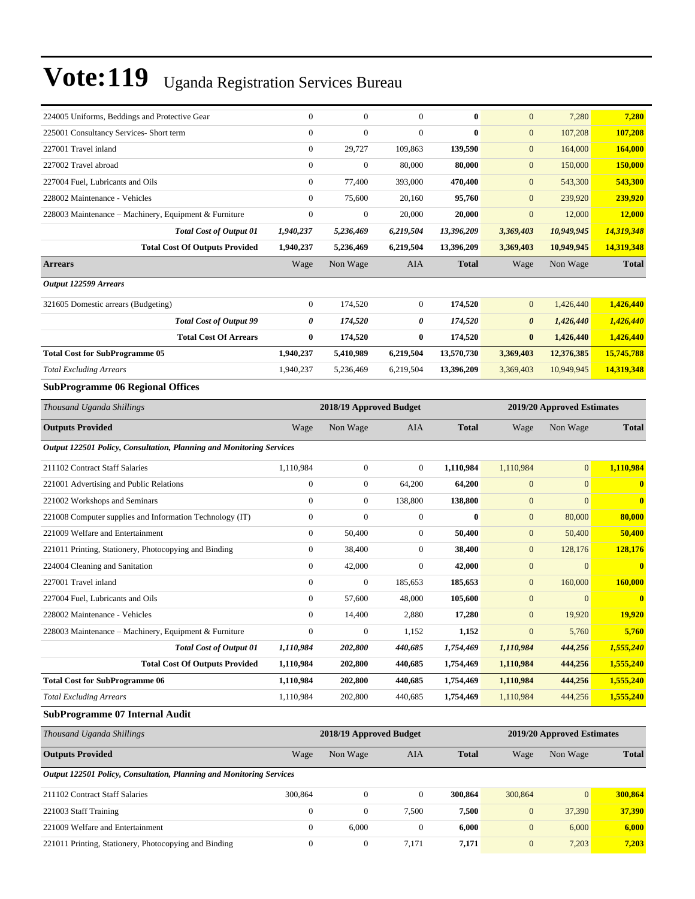# Vote:119 Uganda Registration Services Bureau

| | | | | | | | |
|---|---|---|---|---|---|---|---|
| 224005 Uniforms, Beddings and Protective Gear | 0 | 0 | 0 | **0** | 0 | 7,280 | **7,280** |
| 225001 Consultancy Services- Short term | 0 | 0 | 0 | **0** | 0 | 107,208 | **107,208** |
| 227001 Travel inland | 0 | 29,727 | 109,863 | **139,590** | 0 | 164,000 | **164,000** |
| 227002 Travel abroad | 0 | 0 | 80,000 | **80,000** | 0 | 150,000 | **150,000** |
| 227004 Fuel, Lubricants and Oils | 0 | 77,400 | 393,000 | **470,400** | 0 | 543,300 | **543,300** |
| 228002 Maintenance - Vehicles | 0 | 75,600 | 20,160 | **95,760** | 0 | 239,920 | **239,920** |
| 228003 Maintenance – Machinery, Equipment & Furniture | 0 | 0 | 20,000 | **20,000** | 0 | 12,000 | **12,000** |
| ***Total Cost of Output 01*** | ***1,940,237*** | ***5,236,469*** | ***6,219,504*** | ***13,396,209*** | ***3,369,403*** | ***10,949,945*** | ***14,319,348*** |
| **Total Cost Of Outputs Provided** | **1,940,237** | **5,236,469** | **6,219,504** | **13,396,209** | **3,369,403** | **10,949,945** | **14,319,348** |
| **Arrears** | Wage | Non Wage | AIA | **Total** | Wage | Non Wage | **Total** |
| ***Output 122599 Arrears*** | | | | | | | |
| 321605 Domestic arrears (Budgeting) | 0 | 174,520 | 0 | **174,520** | 0 | 1,426,440 | **1,426,440** |
| ***Total Cost of Output 99*** | ***0*** | ***174,520*** | ***0*** | ***174,520*** | ***0*** | ***1,426,440*** | ***1,426,440*** |
| **Total Cost Of Arrears** | **0** | **174,520** | **0** | **174,520** | **0** | **1,426,440** | **1,426,440** |
| **Total Cost for SubProgramme 05** | **1,940,237** | **5,410,989** | **6,219,504** | **13,570,730** | **3,369,403** | **12,376,385** | **15,745,788** |
| *Total Excluding Arrears* | 1,940,237 | 5,236,469 | 6,219,504 | **13,396,209** | 3,369,403 | 10,949,945 | **14,319,348** |

### SubProgramme 06 Regional Offices

| *Thousand Uganda Shillings* | | **2018/19 Approved Budget** | | | | **2019/20 Approved Estimates** | |
|---|---|---|---|---|---|---|---|
| **Outputs Provided** | Wage | Non Wage | AIA | **Total** | Wage | Non Wage | **Total** |
| ***Output 122501 Policy, Consultation, Planning and Monitoring Services*** | | | | | | | |
| 211102 Contract Staff Salaries | 1,110,984 | 0 | 0 | **1,110,984** | 1,110,984 | 0 | **1,110,984** |
| 221001 Advertising and Public Relations | 0 | 0 | 64,200 | **64,200** | 0 | 0 | **0** |
| 221002 Workshops and Seminars | 0 | 0 | 138,800 | **138,800** | 0 | 0 | **0** |
| 221008 Computer supplies and Information Technology (IT) | 0 | 0 | 0 | **0** | 0 | 80,000 | **80,000** |
| 221009 Welfare and Entertainment | 0 | 50,400 | 0 | **50,400** | 0 | 50,400 | **50,400** |
| 221011 Printing, Stationery, Photocopying and Binding | 0 | 38,400 | 0 | **38,400** | 0 | 128,176 | **128,176** |
| 224004 Cleaning and Sanitation | 0 | 42,000 | 0 | **42,000** | 0 | 0 | **0** |
| 227001 Travel inland | 0 | 0 | 185,653 | **185,653** | 0 | 160,000 | **160,000** |
| 227004 Fuel, Lubricants and Oils | 0 | 57,600 | 48,000 | **105,600** | 0 | 0 | **0** |
| 228002 Maintenance - Vehicles | 0 | 14,400 | 2,880 | **17,280** | 0 | 19,920 | **19,920** |
| 228003 Maintenance – Machinery, Equipment & Furniture | 0 | 0 | 1,152 | **1,152** | 0 | 5,760 | **5,760** |
| ***Total Cost of Output 01*** | ***1,110,984*** | ***202,800*** | ***440,685*** | ***1,754,469*** | ***1,110,984*** | ***444,256*** | ***1,555,240*** |
| **Total Cost Of Outputs Provided** | **1,110,984** | **202,800** | **440,685** | **1,754,469** | **1,110,984** | **444,256** | **1,555,240** |
| **Total Cost for SubProgramme 06** | **1,110,984** | **202,800** | **440,685** | **1,754,469** | **1,110,984** | **444,256** | **1,555,240** |
| *Total Excluding Arrears* | 1,110,984 | 202,800 | 440,685 | **1,754,469** | 1,110,984 | 444,256 | **1,555,240** |

### SubProgramme 07 Internal Audit

| *Thousand Uganda Shillings* | | **2018/19 Approved Budget** | | | | **2019/20 Approved Estimates** | |
|---|---|---|---|---|---|---|---|
| **Outputs Provided** | Wage | Non Wage | AIA | **Total** | Wage | Non Wage | **Total** |
| ***Output 122501 Policy, Consultation, Planning and Monitoring Services*** | | | | | | | |
| 211102 Contract Staff Salaries | 300,864 | 0 | 0 | **300,864** | 300,864 | 0 | **300,864** |
| 221003 Staff Training | 0 | 0 | 7,500 | **7,500** | 0 | 37,390 | **37,390** |
| 221009 Welfare and Entertainment | 0 | 6,000 | 0 | **6,000** | 0 | 6,000 | **6,000** |
| 221011 Printing, Stationery, Photocopying and Binding | 0 | 0 | 7,171 | **7,171** | 0 | 7,203 | **7,203** |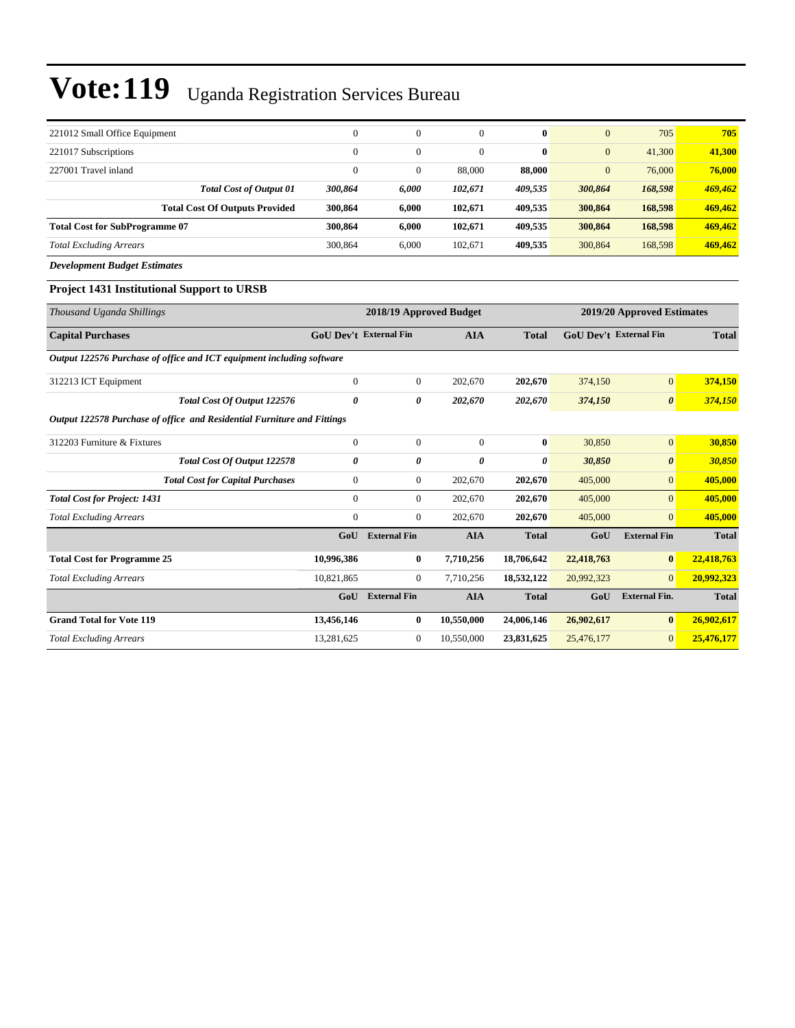# Vote:119 Uganda Registration Services Bureau

| | | | | | | | |
|---|---|---|---|---|---|---|---|
| 221012 Small Office Equipment | 0 | 0 | 0 | **0** | 0 | 705 | **705** |
| 221017 Subscriptions | 0 | 0 | 0 | **0** | 0 | 41,300 | **41,300** |
| 227001 Travel inland | 0 | 0 | 88,000 | **88,000** | 0 | 76,000 | **76,000** |
| ***Total Cost of Output 01*** | ***300,864*** | ***6,000*** | ***102,671*** | ***409,535*** | ***300,864*** | ***168,598*** | ***469,462*** |
| **Total Cost Of Outputs Provided** | **300,864** | **6,000** | **102,671** | **409,535** | **300,864** | **168,598** | **469,462** |
| **Total Cost for SubProgramme 07** | **300,864** | **6,000** | **102,671** | **409,535** | **300,864** | **168,598** | **469,462** |
| *Total Excluding Arrears* | 300,864 | 6,000 | 102,671 | **409,535** | 300,864 | 168,598 | **469,462** |

***Development Budget Estimates***

### Project 1431 Institutional Support to URSB

| *Thousand Uganda Shillings* | 2018/19 Approved Budget | | | | 2019/20 Approved Estimates | | |
|---|---|---|---|---|---|---|---|
| **Capital Purchases** | **GoU Dev't** | **External Fin** | **AIA** | **Total** | **GoU Dev't** | **External Fin** | **Total** |
| ***Output 122576 Purchase of office and ICT equipment including software*** | | | | | | | |
| 312213 ICT Equipment | 0 | 0 | 202,670 | **202,670** | 374,150 | 0 | **374,150** |
| ***Total Cost Of Output 122576*** | ***0*** | ***0*** | ***202,670*** | ***202,670*** | ***374,150*** | ***0*** | ***374,150*** |
| ***Output 122578 Purchase of office and Residential Furniture and Fittings*** | | | | | | | |
| 312203 Furniture & Fixtures | 0 | 0 | 0 | **0** | 30,850 | 0 | **30,850** |
| ***Total Cost Of Output 122578*** | ***0*** | ***0*** | ***0*** | ***0*** | ***30,850*** | ***0*** | ***30,850*** |
| ***Total Cost for Capital Purchases*** | 0 | 0 | 202,670 | **202,670** | 405,000 | 0 | **405,000** |
| ***Total Cost for Project: 1431*** | 0 | 0 | 202,670 | **202,670** | 405,000 | 0 | **405,000** |
| *Total Excluding Arrears* | 0 | 0 | 202,670 | **202,670** | 405,000 | 0 | **405,000** |
| | **GoU** | **External Fin** | **AIA** | **Total** | **GoU** | **External Fin** | **Total** |
| **Total Cost for Programme 25** | **10,996,386** | **0** | **7,710,256** | **18,706,642** | **22,418,763** | **0** | **22,418,763** |
| *Total Excluding Arrears* | 10,821,865 | 0 | 7,710,256 | **18,532,122** | 20,992,323 | 0 | **20,992,323** |
| | **GoU** | **External Fin** | **AIA** | **Total** | **GoU** | **External Fin.** | **Total** |
| **Grand Total for Vote 119** | **13,456,146** | **0** | **10,550,000** | **24,006,146** | **26,902,617** | **0** | **26,902,617** |
| *Total Excluding Arrears* | 13,281,625 | 0 | 10,550,000 | **23,831,625** | 25,476,177 | 0 | **25,476,177** |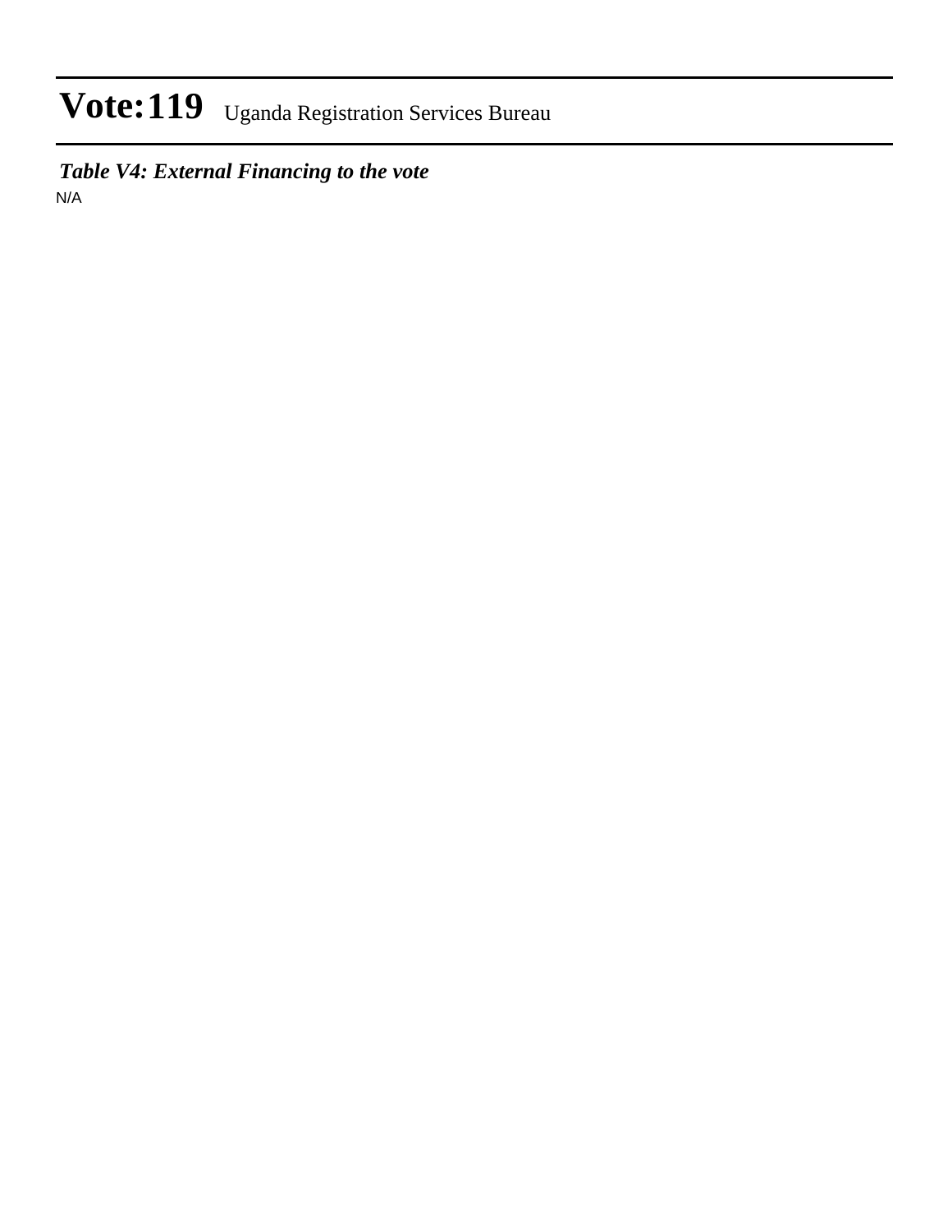# Vote:119 Uganda Registration Services Bureau

***Table V4: External Financing to the vote***

N/A